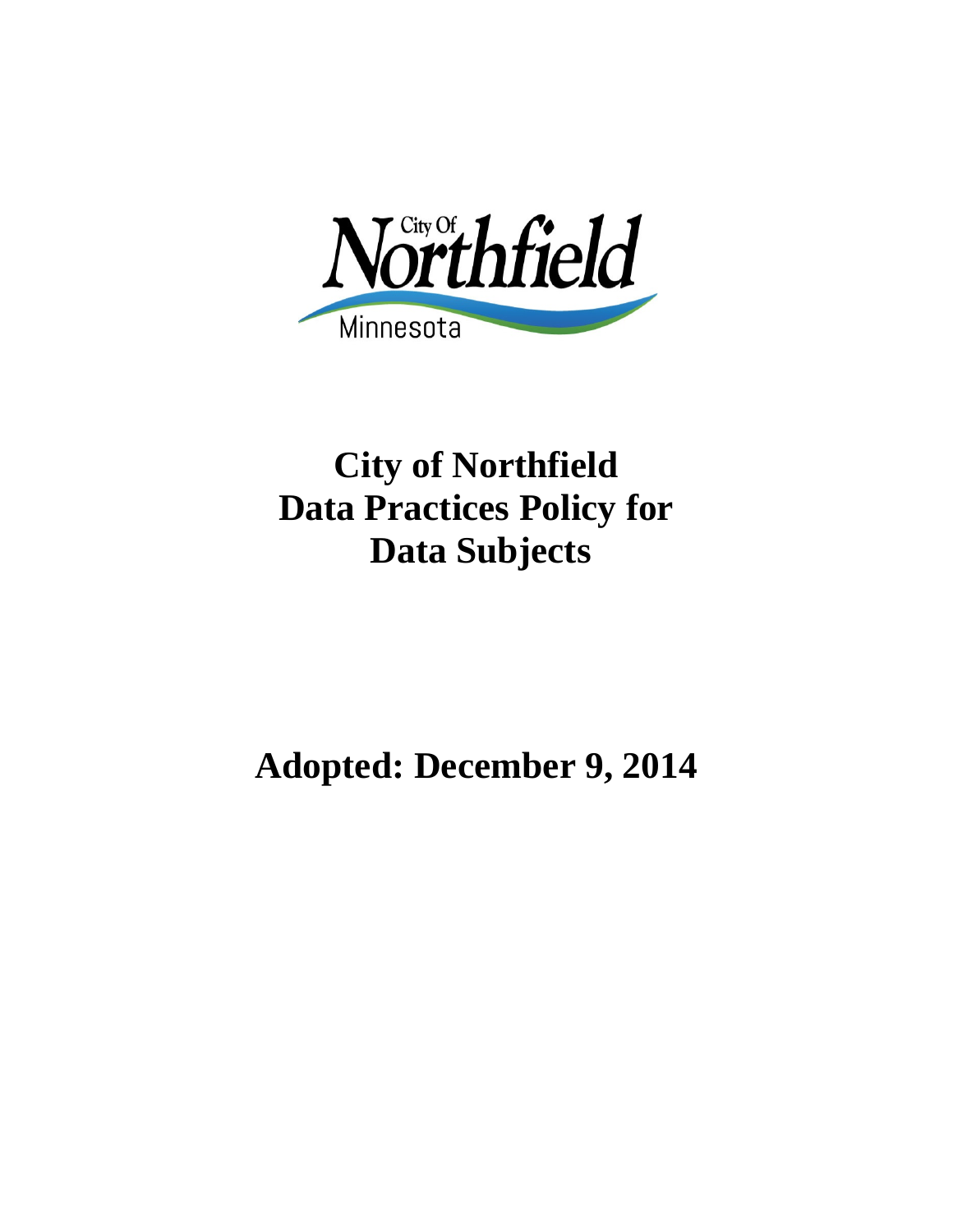City Of Northfield Minnesota

# City of Northfield Data Practices Policy for Data Subjects

## Adopted: December 9, 2014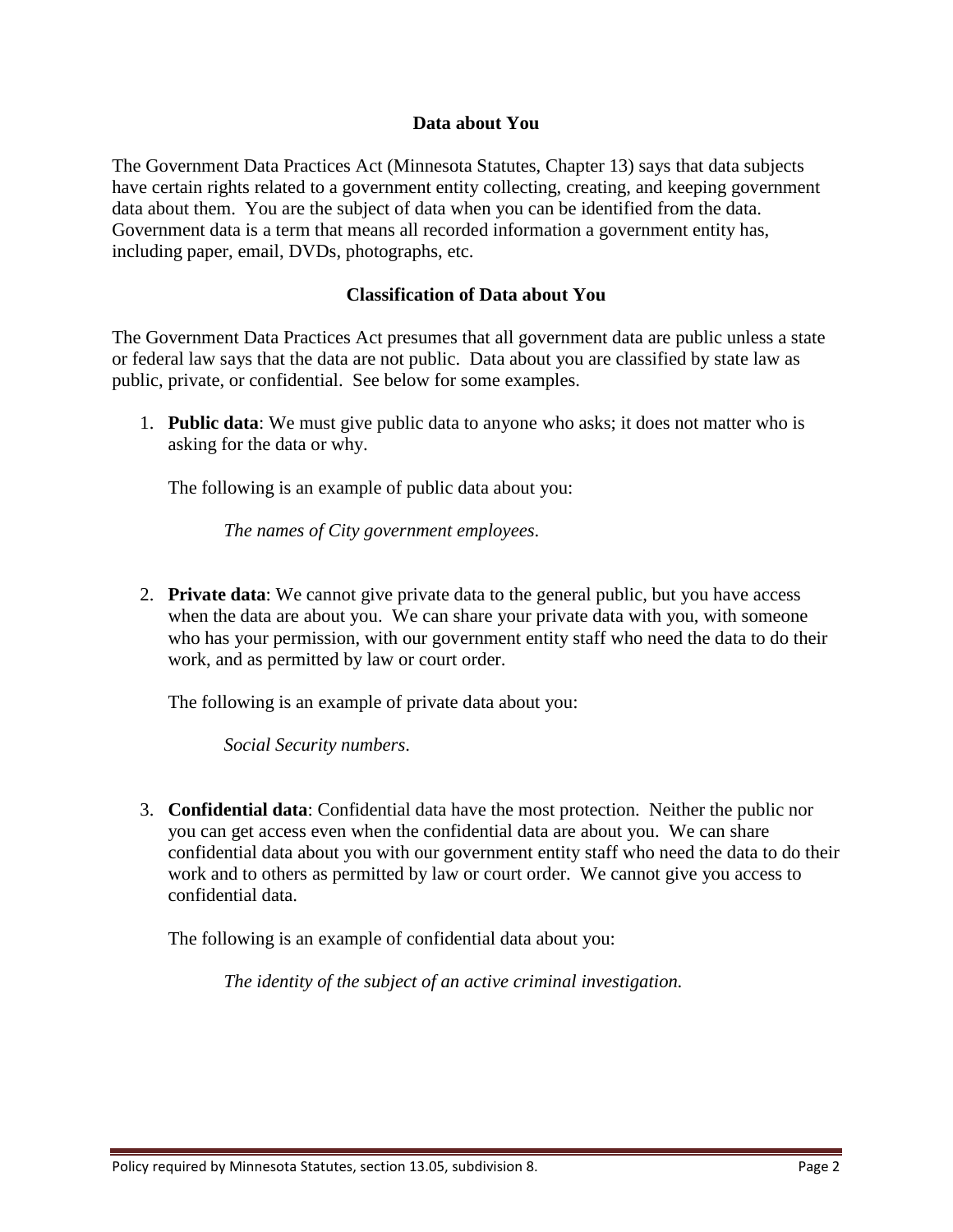## Data about You

The Government Data Practices Act (Minnesota Statutes, Chapter 13) says that data subjects have certain rights related to a government entity collecting, creating, and keeping government data about them. You are the subject of data when you can be identified from the data. Government data is a term that means all recorded information a government entity has, including paper, email, DVDs, photographs, etc.

## Classification of Data about You

The Government Data Practices Act presumes that all government data are public unless a state or federal law says that the data are not public. Data about you are classified by state law as public, private, or confidential. See below for some examples.

1. **Public data**: We must give public data to anyone who asks; it does not matter who is asking for the data or why.

   The following is an example of public data about you:

   > *The names of City government employees.*

2. **Private data**: We cannot give private data to the general public, but you have access when the data are about you. We can share your private data with you, with someone who has your permission, with our government entity staff who need the data to do their work, and as permitted by law or court order.

   The following is an example of private data about you:

   > *Social Security numbers.*

3. **Confidential data**: Confidential data have the most protection. Neither the public nor you can get access even when the confidential data are about you. We can share confidential data about you with our government entity staff who need the data to do their work and to others as permitted by law or court order. We cannot give you access to confidential data.

   The following is an example of confidential data about you:

   > *The identity of the subject of an active criminal investigation.*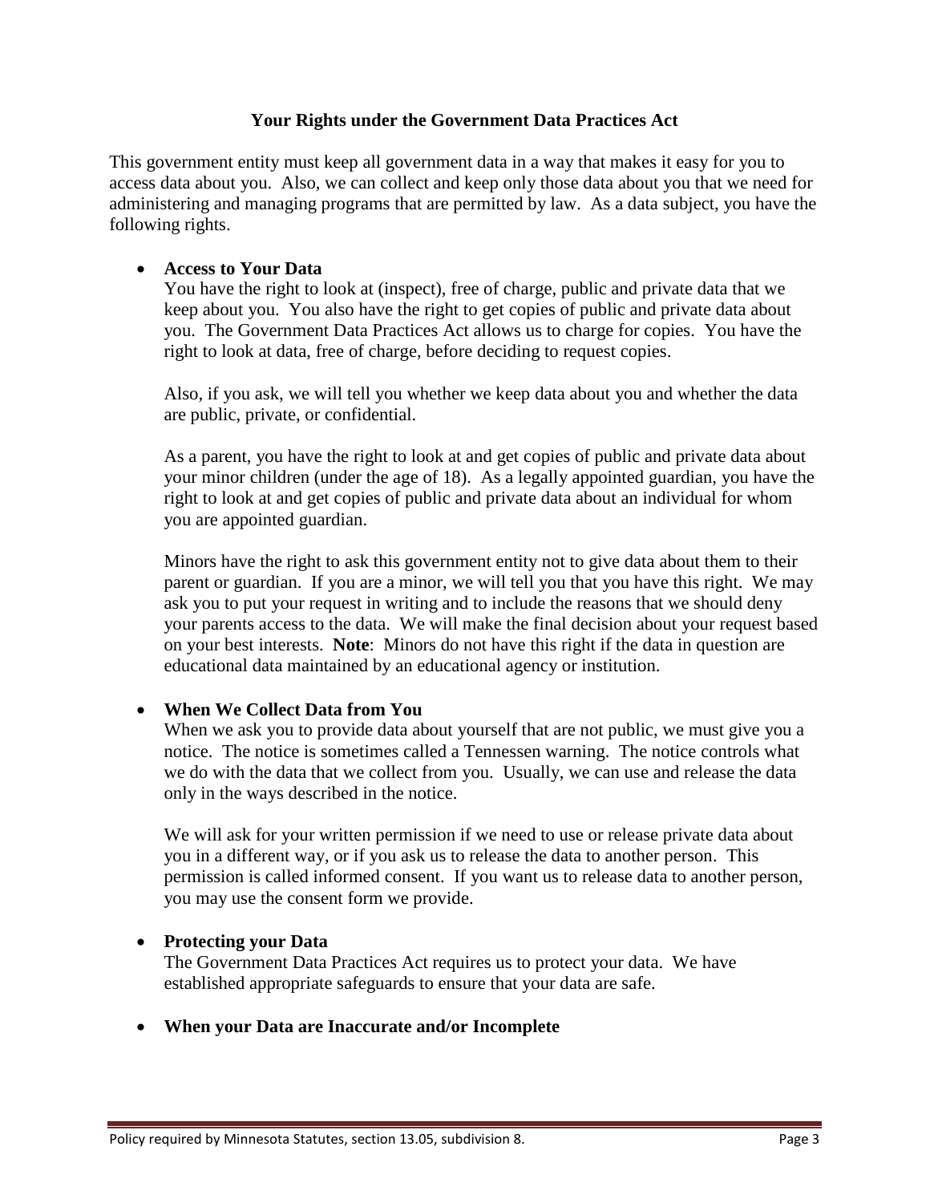## Your Rights under the Government Data Practices Act

This government entity must keep all government data in a way that makes it easy for you to access data about you. Also, we can collect and keep only those data about you that we need for administering and managing programs that are permitted by law. As a data subject, you have the following rights.

- **Access to Your Data**
  You have the right to look at (inspect), free of charge, public and private data that we keep about you. You also have the right to get copies of public and private data about you. The Government Data Practices Act allows us to charge for copies. You have the right to look at data, free of charge, before deciding to request copies.

  Also, if you ask, we will tell you whether we keep data about you and whether the data are public, private, or confidential.

  As a parent, you have the right to look at and get copies of public and private data about your minor children (under the age of 18). As a legally appointed guardian, you have the right to look at and get copies of public and private data about an individual for whom you are appointed guardian.

  Minors have the right to ask this government entity not to give data about them to their parent or guardian. If you are a minor, we will tell you that you have this right. We may ask you to put your request in writing and to include the reasons that we should deny your parents access to the data. We will make the final decision about your request based on your best interests. **Note**: Minors do not have this right if the data in question are educational data maintained by an educational agency or institution.

- **When We Collect Data from You**
  When we ask you to provide data about yourself that are not public, we must give you a notice. The notice is sometimes called a Tennessen warning. The notice controls what we do with the data that we collect from you. Usually, we can use and release the data only in the ways described in the notice.

  We will ask for your written permission if we need to use or release private data about you in a different way, or if you ask us to release the data to another person. This permission is called informed consent. If you want us to release data to another person, you may use the consent form we provide.

- **Protecting your Data**
  The Government Data Practices Act requires us to protect your data. We have established appropriate safeguards to ensure that your data are safe.

- **When your Data are Inaccurate and/or Incomplete**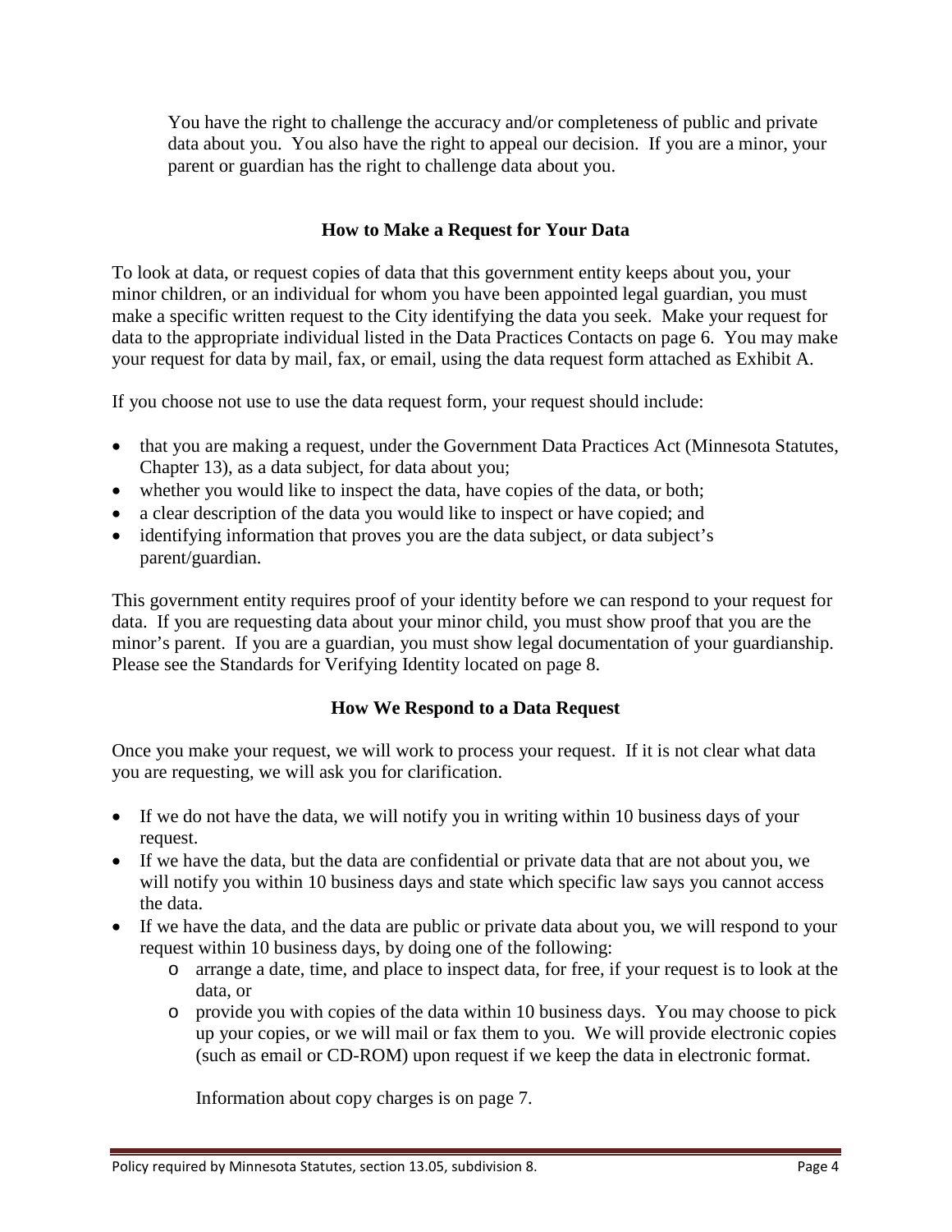You have the right to challenge the accuracy and/or completeness of public and private data about you. You also have the right to appeal our decision. If you are a minor, your parent or guardian has the right to challenge data about you.

## How to Make a Request for Your Data

To look at data, or request copies of data that this government entity keeps about you, your minor children, or an individual for whom you have been appointed legal guardian, you must make a specific written request to the City identifying the data you seek. Make your request for data to the appropriate individual listed in the Data Practices Contacts on page 6. You may make your request for data by mail, fax, or email, using the data request form attached as Exhibit A.

If you choose not use to use the data request form, your request should include:

- that you are making a request, under the Government Data Practices Act (Minnesota Statutes, Chapter 13), as a data subject, for data about you;
- whether you would like to inspect the data, have copies of the data, or both;
- a clear description of the data you would like to inspect or have copied; and
- identifying information that proves you are the data subject, or data subject's parent/guardian.

This government entity requires proof of your identity before we can respond to your request for data. If you are requesting data about your minor child, you must show proof that you are the minor's parent. If you are a guardian, you must show legal documentation of your guardianship. Please see the Standards for Verifying Identity located on page 8.

## How We Respond to a Data Request

Once you make your request, we will work to process your request. If it is not clear what data you are requesting, we will ask you for clarification.

- If we do not have the data, we will notify you in writing within 10 business days of your request.
- If we have the data, but the data are confidential or private data that are not about you, we will notify you within 10 business days and state which specific law says you cannot access the data.
- If we have the data, and the data are public or private data about you, we will respond to your request within 10 business days, by doing one of the following:
  - arrange a date, time, and place to inspect data, for free, if your request is to look at the data, or
  - provide you with copies of the data within 10 business days. You may choose to pick up your copies, or we will mail or fax them to you. We will provide electronic copies (such as email or CD-ROM) upon request if we keep the data in electronic format.

    Information about copy charges is on page 7.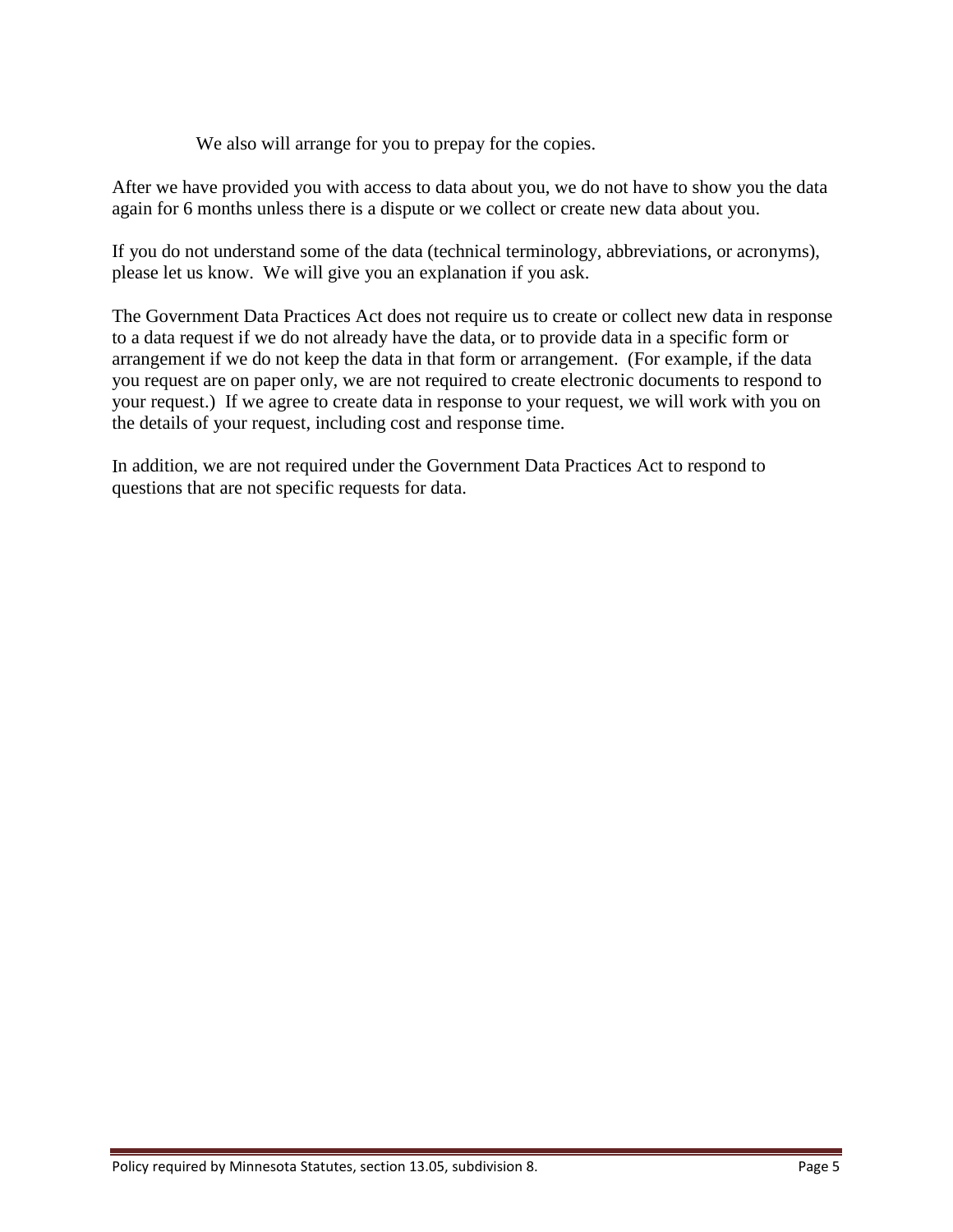We also will arrange for you to prepay for the copies.

After we have provided you with access to data about you, we do not have to show you the data again for 6 months unless there is a dispute or we collect or create new data about you.

If you do not understand some of the data (technical terminology, abbreviations, or acronyms), please let us know. We will give you an explanation if you ask.

The Government Data Practices Act does not require us to create or collect new data in response to a data request if we do not already have the data, or to provide data in a specific form or arrangement if we do not keep the data in that form or arrangement. (For example, if the data you request are on paper only, we are not required to create electronic documents to respond to your request.) If we agree to create data in response to your request, we will work with you on the details of your request, including cost and response time.

In addition, we are not required under the Government Data Practices Act to respond to questions that are not specific requests for data.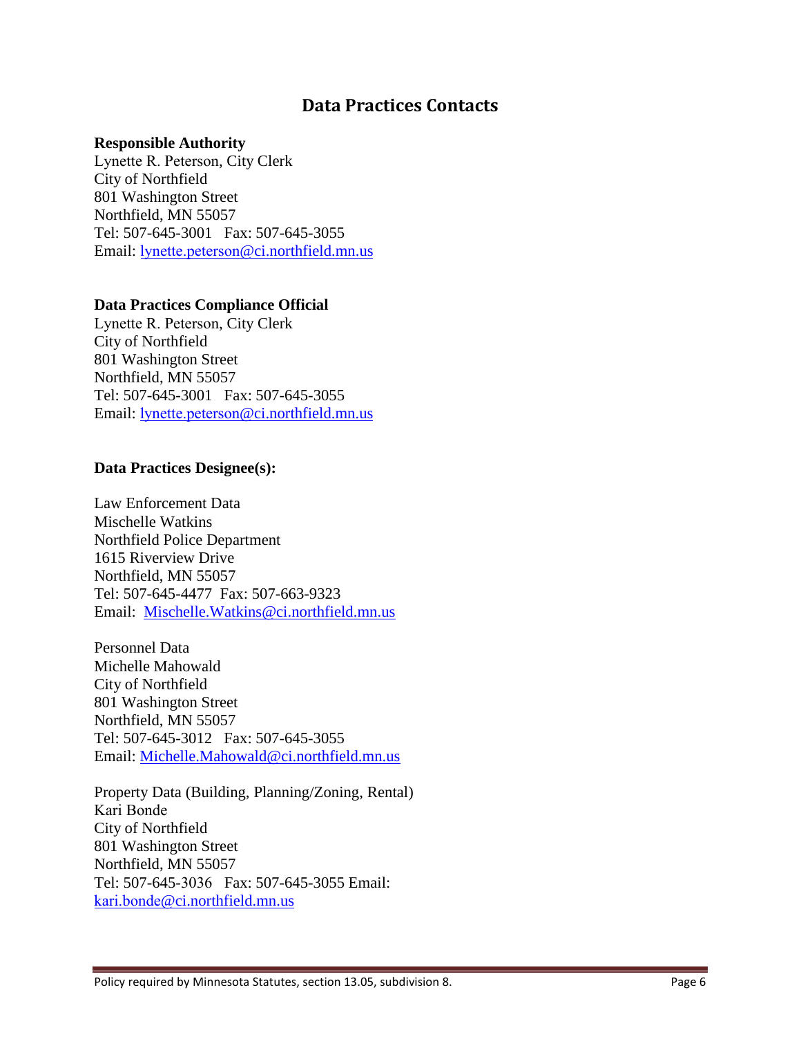## Data Practices Contacts

**Responsible Authority**
Lynette R. Peterson, City Clerk
City of Northfield
801 Washington Street
Northfield, MN 55057
Tel: 507-645-3001 Fax: 507-645-3055
Email: lynette.peterson@ci.northfield.mn.us

**Data Practices Compliance Official**
Lynette R. Peterson, City Clerk
City of Northfield
801 Washington Street
Northfield, MN 55057
Tel: 507-645-3001 Fax: 507-645-3055
Email: lynette.peterson@ci.northfield.mn.us

**Data Practices Designee(s):**

Law Enforcement Data
Mischelle Watkins
Northfield Police Department
1615 Riverview Drive
Northfield, MN 55057
Tel: 507-645-4477 Fax: 507-663-9323
Email: Mischelle.Watkins@ci.northfield.mn.us

Personnel Data
Michelle Mahowald
City of Northfield
801 Washington Street
Northfield, MN 55057
Tel: 507-645-3012 Fax: 507-645-3055
Email: Michelle.Mahowald@ci.northfield.mn.us

Property Data (Building, Planning/Zoning, Rental)
Kari Bonde
City of Northfield
801 Washington Street
Northfield, MN 55057
Tel: 507-645-3036 Fax: 507-645-3055 Email:
kari.bonde@ci.northfield.mn.us

Policy required by Minnesota Statutes, section 13.05, subdivision 8.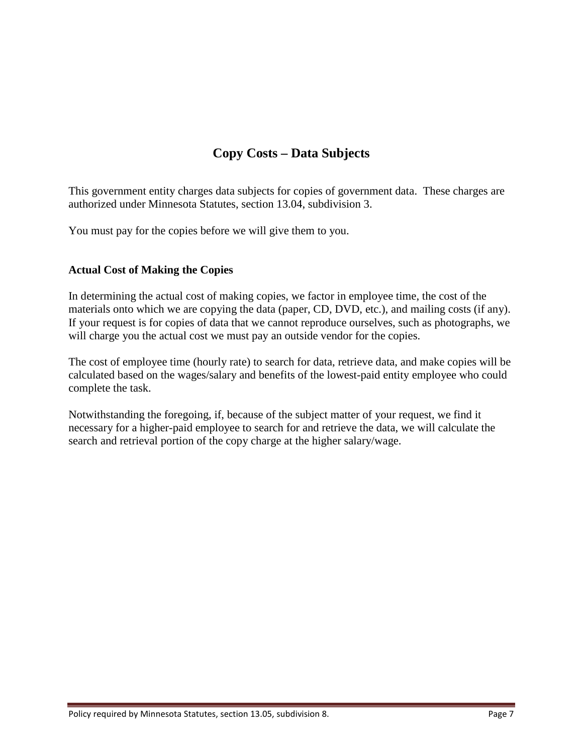# Copy Costs – Data Subjects

This government entity charges data subjects for copies of government data. These charges are authorized under Minnesota Statutes, section 13.04, subdivision 3.

You must pay for the copies before we will give them to you.

### Actual Cost of Making the Copies

In determining the actual cost of making copies, we factor in employee time, the cost of the materials onto which we are copying the data (paper, CD, DVD, etc.), and mailing costs (if any). If your request is for copies of data that we cannot reproduce ourselves, such as photographs, we will charge you the actual cost we must pay an outside vendor for the copies.

The cost of employee time (hourly rate) to search for data, retrieve data, and make copies will be calculated based on the wages/salary and benefits of the lowest-paid entity employee who could complete the task.

Notwithstanding the foregoing, if, because of the subject matter of your request, we find it necessary for a higher-paid employee to search for and retrieve the data, we will calculate the search and retrieval portion of the copy charge at the higher salary/wage.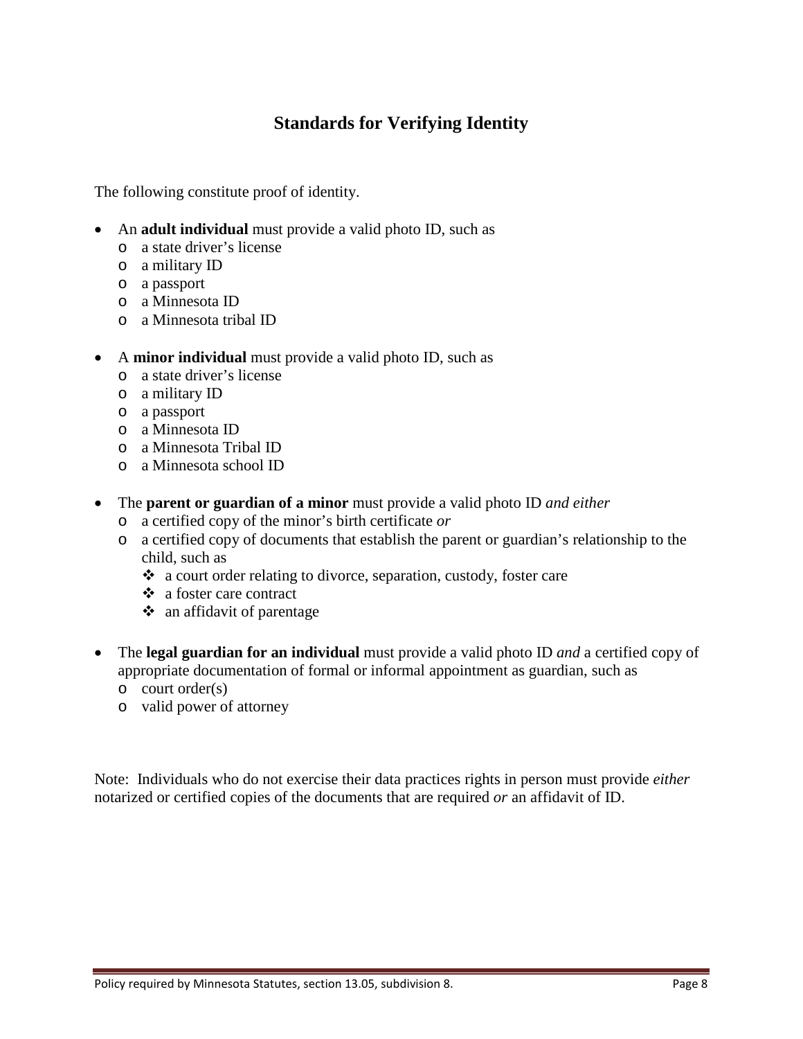## Standards for Verifying Identity

The following constitute proof of identity.

- An **adult individual** must provide a valid photo ID, such as
  - a state driver's license
  - a military ID
  - a passport
  - a Minnesota ID
  - a Minnesota tribal ID

- A **minor individual** must provide a valid photo ID, such as
  - a state driver's license
  - a military ID
  - a passport
  - a Minnesota ID
  - a Minnesota Tribal ID
  - a Minnesota school ID

- The **parent or guardian of a minor** must provide a valid photo ID *and either*
  - a certified copy of the minor's birth certificate *or*
  - a certified copy of documents that establish the parent or guardian's relationship to the child, such as
    - a court order relating to divorce, separation, custody, foster care
    - a foster care contract
    - an affidavit of parentage

- The **legal guardian for an individual** must provide a valid photo ID *and* a certified copy of appropriate documentation of formal or informal appointment as guardian, such as
  - court order(s)
  - valid power of attorney

Note: Individuals who do not exercise their data practices rights in person must provide *either* notarized or certified copies of the documents that are required *or* an affidavit of ID.